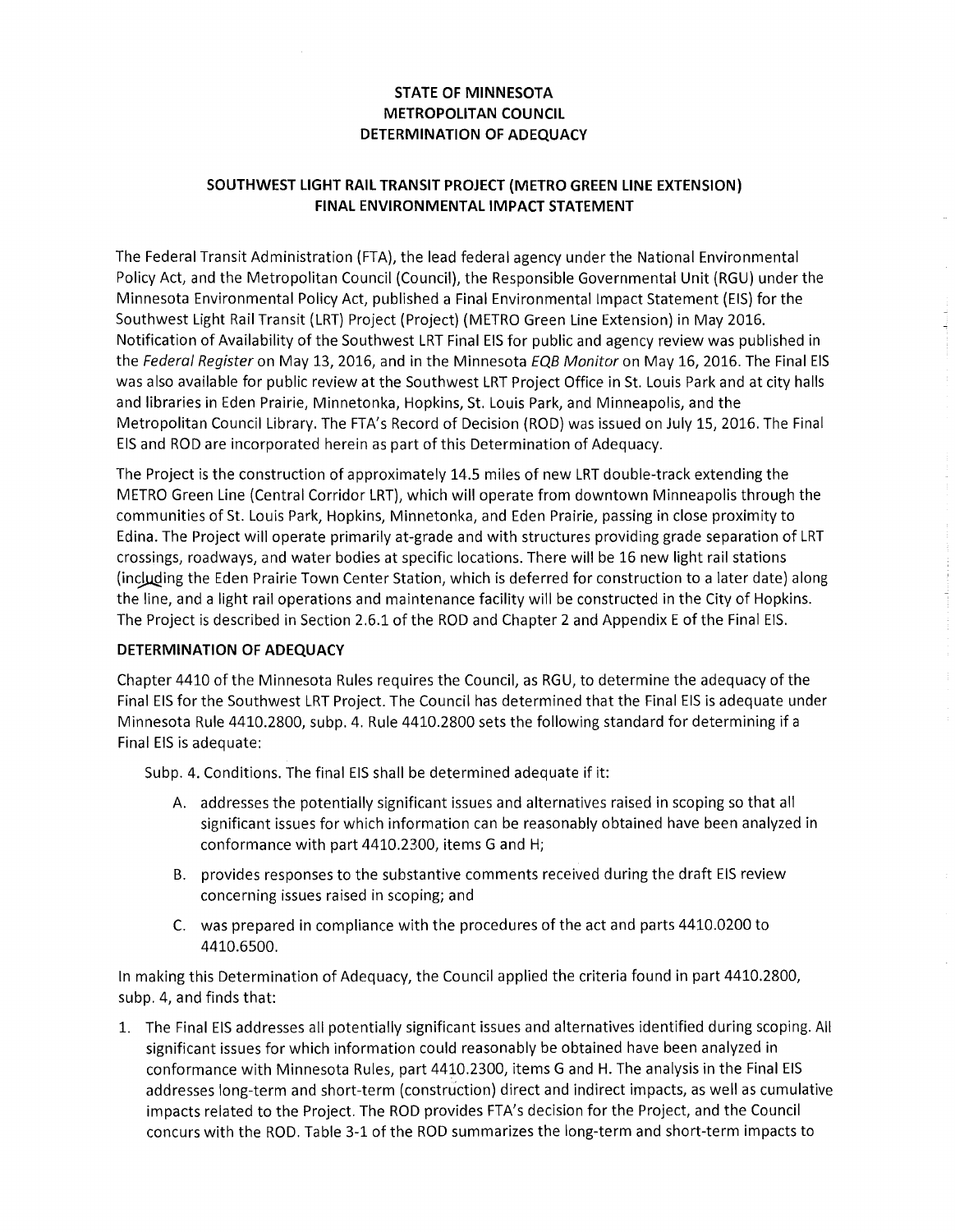# STATE OF MINNESOTA
# METROPOLITAN COUNCIL
# DETERMINATION OF ADEQUACY

## SOUTHWEST LIGHT RAIL TRANSIT PROJECT (METRO GREEN LINE EXTENSION) FINAL ENVIRONMENTAL IMPACT STATEMENT

The Federal Transit Administration (FTA), the lead federal agency under the National Environmental Policy Act, and the Metropolitan Council (Council), the Responsible Governmental Unit (RGU) under the Minnesota Environmental Policy Act, published a Final Environmental Impact Statement (EIS) for the Southwest Light Rail Transit (LRT) Project (Project) (METRO Green Line Extension) in May 2016. Notification of Availability of the Southwest LRT Final EIS for public and agency review was published in the *Federal Register* on May 13, 2016, and in the Minnesota *EQB Monitor* on May 16, 2016. The Final EIS was also available for public review at the Southwest LRT Project Office in St. Louis Park and at city halls and libraries in Eden Prairie, Minnetonka, Hopkins, St. Louis Park, and Minneapolis, and the Metropolitan Council Library. The FTA's Record of Decision (ROD) was issued on July 15, 2016. The Final EIS and ROD are incorporated herein as part of this Determination of Adequacy.

The Project is the construction of approximately 14.5 miles of new LRT double-track extending the METRO Green Line (Central Corridor LRT), which will operate from downtown Minneapolis through the communities of St. Louis Park, Hopkins, Minnetonka, and Eden Prairie, passing in close proximity to Edina. The Project will operate primarily at-grade and with structures providing grade separation of LRT crossings, roadways, and water bodies at specific locations. There will be 16 new light rail stations (including the Eden Prairie Town Center Station, which is deferred for construction to a later date) along the line, and a light rail operations and maintenance facility will be constructed in the City of Hopkins. The Project is described in Section 2.6.1 of the ROD and Chapter 2 and Appendix E of the Final EIS.

### DETERMINATION OF ADEQUACY

Chapter 4410 of the Minnesota Rules requires the Council, as RGU, to determine the adequacy of the Final EIS for the Southwest LRT Project. The Council has determined that the Final EIS is adequate under Minnesota Rule 4410.2800, subp. 4. Rule 4410.2800 sets the following standard for determining if a Final EIS is adequate:

Subp. 4. Conditions. The final EIS shall be determined adequate if it:

A. addresses the potentially significant issues and alternatives raised in scoping so that all significant issues for which information can be reasonably obtained have been analyzed in conformance with part 4410.2300, items G and H;

B. provides responses to the substantive comments received during the draft EIS review concerning issues raised in scoping; and

C. was prepared in compliance with the procedures of the act and parts 4410.0200 to 4410.6500.

In making this Determination of Adequacy, the Council applied the criteria found in part 4410.2800, subp. 4, and finds that:

1. The Final EIS addresses all potentially significant issues and alternatives identified during scoping. All significant issues for which information could reasonably be obtained have been analyzed in conformance with Minnesota Rules, part 4410.2300, items G and H. The analysis in the Final EIS addresses long-term and short-term (construction) direct and indirect impacts, as well as cumulative impacts related to the Project. The ROD provides FTA's decision for the Project, and the Council concurs with the ROD. Table 3-1 of the ROD summarizes the long-term and short-term impacts to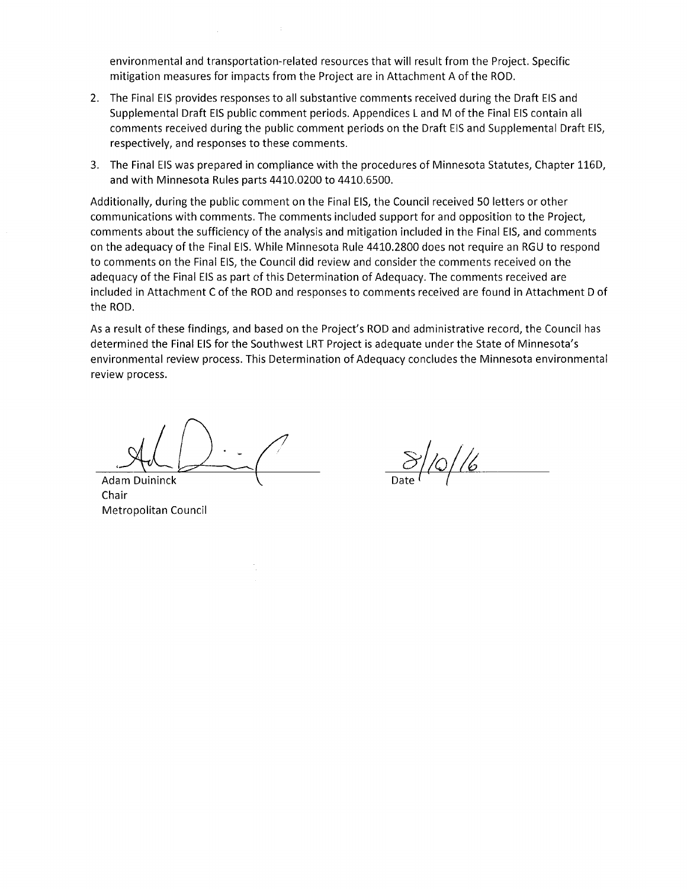environmental and transportation-related resources that will result from the Project. Specific mitigation measures for impacts from the Project are in Attachment A of the ROD.

2. The Final EIS provides responses to all substantive comments received during the Draft EIS and Supplemental Draft EIS public comment periods. Appendices L and M of the Final EIS contain all comments received during the public comment periods on the Draft EIS and Supplemental Draft EIS, respectively, and responses to these comments.
3. The Final EIS was prepared in compliance with the procedures of Minnesota Statutes, Chapter 116D, and with Minnesota Rules parts 4410.0200 to 4410.6500.

Additionally, during the public comment on the Final EIS, the Council received 50 letters or other communications with comments. The comments included support for and opposition to the Project, comments about the sufficiency of the analysis and mitigation included in the Final EIS, and comments on the adequacy of the Final EIS. While Minnesota Rule 4410.2800 does not require an RGU to respond to comments on the Final EIS, the Council did review and consider the comments received on the adequacy of the Final EIS as part of this Determination of Adequacy. The comments received are included in Attachment C of the ROD and responses to comments received are found in Attachment D of the ROD.

As a result of these findings, and based on the Project's ROD and administrative record, the Council has determined the Final EIS for the Southwest LRT Project is adequate under the State of Minnesota's environmental review process. This Determination of Adequacy concludes the Minnesota environmental review process.

Adam Duininck
Chair
Metropolitan Council

8/10/16
Date